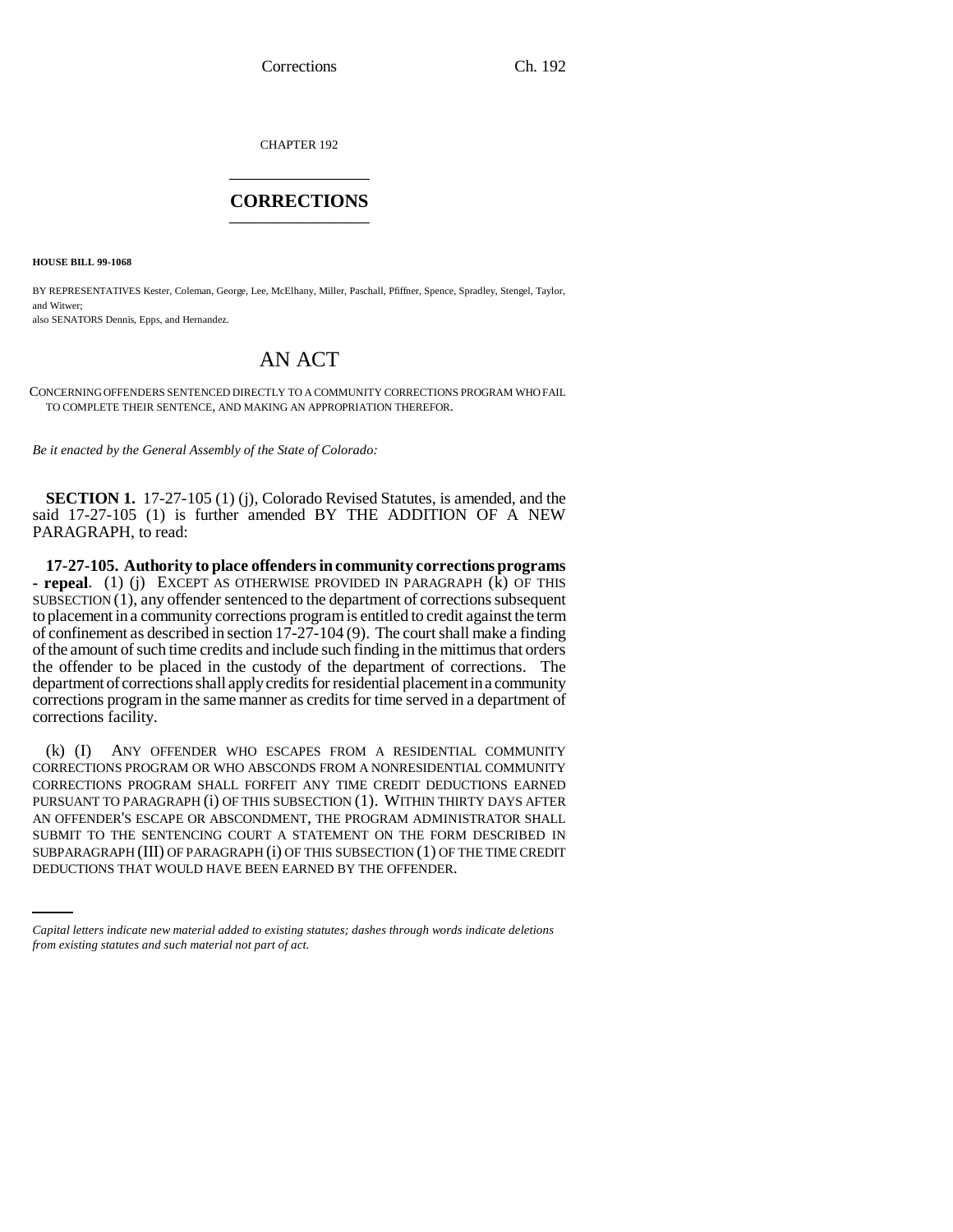CHAPTER 192

# CORRECTIONS

**HOUSE BILL 99-1068**

BY REPRESENTATIVES Kester, Coleman, George, Lee, McElhany, Miller, Paschall, Pfiffner, Spence, Spradley, Stengel, Taylor, and Witwer;
also SENATORS Dennis, Epps, and Hernandez.

# AN ACT

CONCERNING OFFENDERS SENTENCED DIRECTLY TO A COMMUNITY CORRECTIONS PROGRAM WHO FAIL TO COMPLETE THEIR SENTENCE, AND MAKING AN APPROPRIATION THEREFOR.

*Be it enacted by the General Assembly of the State of Colorado:*

**SECTION 1.** 17-27-105 (1) (j), Colorado Revised Statutes, is amended, and the said 17-27-105 (1) is further amended BY THE ADDITION OF A NEW PARAGRAPH, to read:

**17-27-105. Authority to place offenders in community corrections programs - repeal**. (1) (j) EXCEPT AS OTHERWISE PROVIDED IN PARAGRAPH (k) OF THIS SUBSECTION (1), any offender sentenced to the department of corrections subsequent to placement in a community corrections program is entitled to credit against the term of confinement as described in section 17-27-104 (9). The court shall make a finding of the amount of such time credits and include such finding in the mittimus that orders the offender to be placed in the custody of the department of corrections. The department of corrections shall apply credits for residential placement in a community corrections program in the same manner as credits for time served in a department of corrections facility.

(k) (I) ANY OFFENDER WHO ESCAPES FROM A RESIDENTIAL COMMUNITY CORRECTIONS PROGRAM OR WHO ABSCONDS FROM A NONRESIDENTIAL COMMUNITY CORRECTIONS PROGRAM SHALL FORFEIT ANY TIME CREDIT DEDUCTIONS EARNED PURSUANT TO PARAGRAPH (i) OF THIS SUBSECTION (1). WITHIN THIRTY DAYS AFTER AN OFFENDER'S ESCAPE OR ABSCONDMENT, THE PROGRAM ADMINISTRATOR SHALL SUBMIT TO THE SENTENCING COURT A STATEMENT ON THE FORM DESCRIBED IN SUBPARAGRAPH (III) OF PARAGRAPH (i) OF THIS SUBSECTION (1) OF THE TIME CREDIT DEDUCTIONS THAT WOULD HAVE BEEN EARNED BY THE OFFENDER.

*Capital letters indicate new material added to existing statutes; dashes through words indicate deletions from existing statutes and such material not part of act.*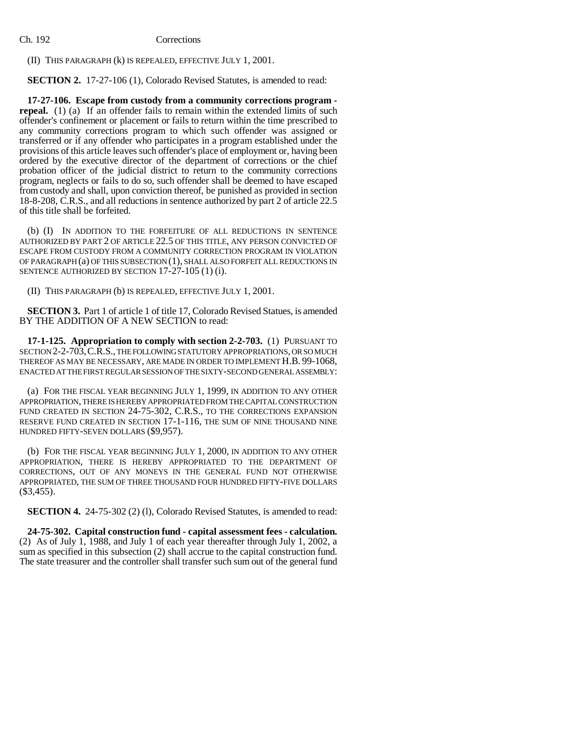(II) THIS PARAGRAPH (k) IS REPEALED, EFFECTIVE JULY 1, 2001.

**SECTION 2.** 17-27-106 (1), Colorado Revised Statutes, is amended to read:

**17-27-106. Escape from custody from a community corrections program - repeal.** (1) (a) If an offender fails to remain within the extended limits of such offender's confinement or placement or fails to return within the time prescribed to any community corrections program to which such offender was assigned or transferred or if any offender who participates in a program established under the provisions of this article leaves such offender's place of employment or, having been ordered by the executive director of the department of corrections or the chief probation officer of the judicial district to return to the community corrections program, neglects or fails to do so, such offender shall be deemed to have escaped from custody and shall, upon conviction thereof, be punished as provided in section 18-8-208, C.R.S., and all reductions in sentence authorized by part 2 of article 22.5 of this title shall be forfeited.

(b) (I) IN ADDITION TO THE FORFEITURE OF ALL REDUCTIONS IN SENTENCE AUTHORIZED BY PART 2 OF ARTICLE 22.5 OF THIS TITLE, ANY PERSON CONVICTED OF ESCAPE FROM CUSTODY FROM A COMMUNITY CORRECTION PROGRAM IN VIOLATION OF PARAGRAPH (a) OF THIS SUBSECTION (1), SHALL ALSO FORFEIT ALL REDUCTIONS IN SENTENCE AUTHORIZED BY SECTION 17-27-105 (1) (i).

(II) THIS PARAGRAPH (b) IS REPEALED, EFFECTIVE JULY 1, 2001.

**SECTION 3.** Part 1 of article 1 of title 17, Colorado Revised Statues, is amended BY THE ADDITION OF A NEW SECTION to read:

**17-1-125. Appropriation to comply with section 2-2-703.** (1) PURSUANT TO SECTION 2-2-703, C.R.S., THE FOLLOWING STATUTORY APPROPRIATIONS, OR SO MUCH THEREOF AS MAY BE NECESSARY, ARE MADE IN ORDER TO IMPLEMENT H.B. 99-1068, ENACTED AT THE FIRST REGULAR SESSION OF THE SIXTY-SECOND GENERAL ASSEMBLY:

(a) FOR THE FISCAL YEAR BEGINNING JULY 1, 1999, IN ADDITION TO ANY OTHER APPROPRIATION, THERE IS HEREBY APPROPRIATED FROM THE CAPITAL CONSTRUCTION FUND CREATED IN SECTION 24-75-302, C.R.S., TO THE CORRECTIONS EXPANSION RESERVE FUND CREATED IN SECTION 17-1-116, THE SUM OF NINE THOUSAND NINE HUNDRED FIFTY-SEVEN DOLLARS ($9,957).

(b) FOR THE FISCAL YEAR BEGINNING JULY 1, 2000, IN ADDITION TO ANY OTHER APPROPRIATION, THERE IS HEREBY APPROPRIATED TO THE DEPARTMENT OF CORRECTIONS, OUT OF ANY MONEYS IN THE GENERAL FUND NOT OTHERWISE APPROPRIATED, THE SUM OF THREE THOUSAND FOUR HUNDRED FIFTY-FIVE DOLLARS ($3,455).

**SECTION 4.** 24-75-302 (2) (l), Colorado Revised Statutes, is amended to read:

**24-75-302. Capital construction fund - capital assessment fees - calculation.** (2) As of July 1, 1988, and July 1 of each year thereafter through July 1, 2002, a sum as specified in this subsection (2) shall accrue to the capital construction fund. The state treasurer and the controller shall transfer such sum out of the general fund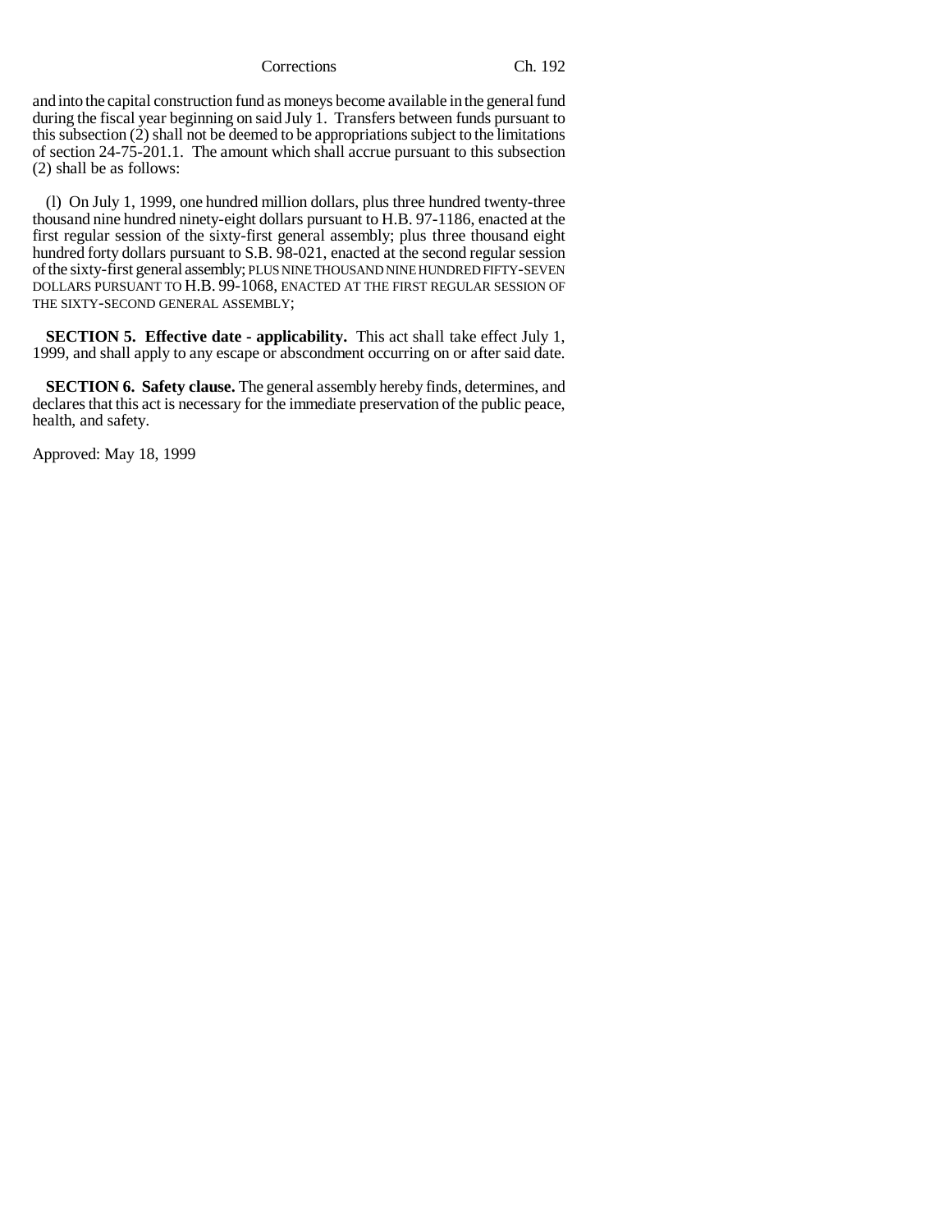and into the capital construction fund as moneys become available in the general fund during the fiscal year beginning on said July 1. Transfers between funds pursuant to this subsection (2) shall not be deemed to be appropriations subject to the limitations of section 24-75-201.1. The amount which shall accrue pursuant to this subsection (2) shall be as follows:

(l) On July 1, 1999, one hundred million dollars, plus three hundred twenty-three thousand nine hundred ninety-eight dollars pursuant to H.B. 97-1186, enacted at the first regular session of the sixty-first general assembly; plus three thousand eight hundred forty dollars pursuant to S.B. 98-021, enacted at the second regular session of the sixty-first general assembly; PLUS NINE THOUSAND NINE HUNDRED FIFTY-SEVEN DOLLARS PURSUANT TO H.B. 99-1068, ENACTED AT THE FIRST REGULAR SESSION OF THE SIXTY-SECOND GENERAL ASSEMBLY;

**SECTION 5. Effective date - applicability.** This act shall take effect July 1, 1999, and shall apply to any escape or abscondment occurring on or after said date.

**SECTION 6. Safety clause.** The general assembly hereby finds, determines, and declares that this act is necessary for the immediate preservation of the public peace, health, and safety.

Approved: May 18, 1999